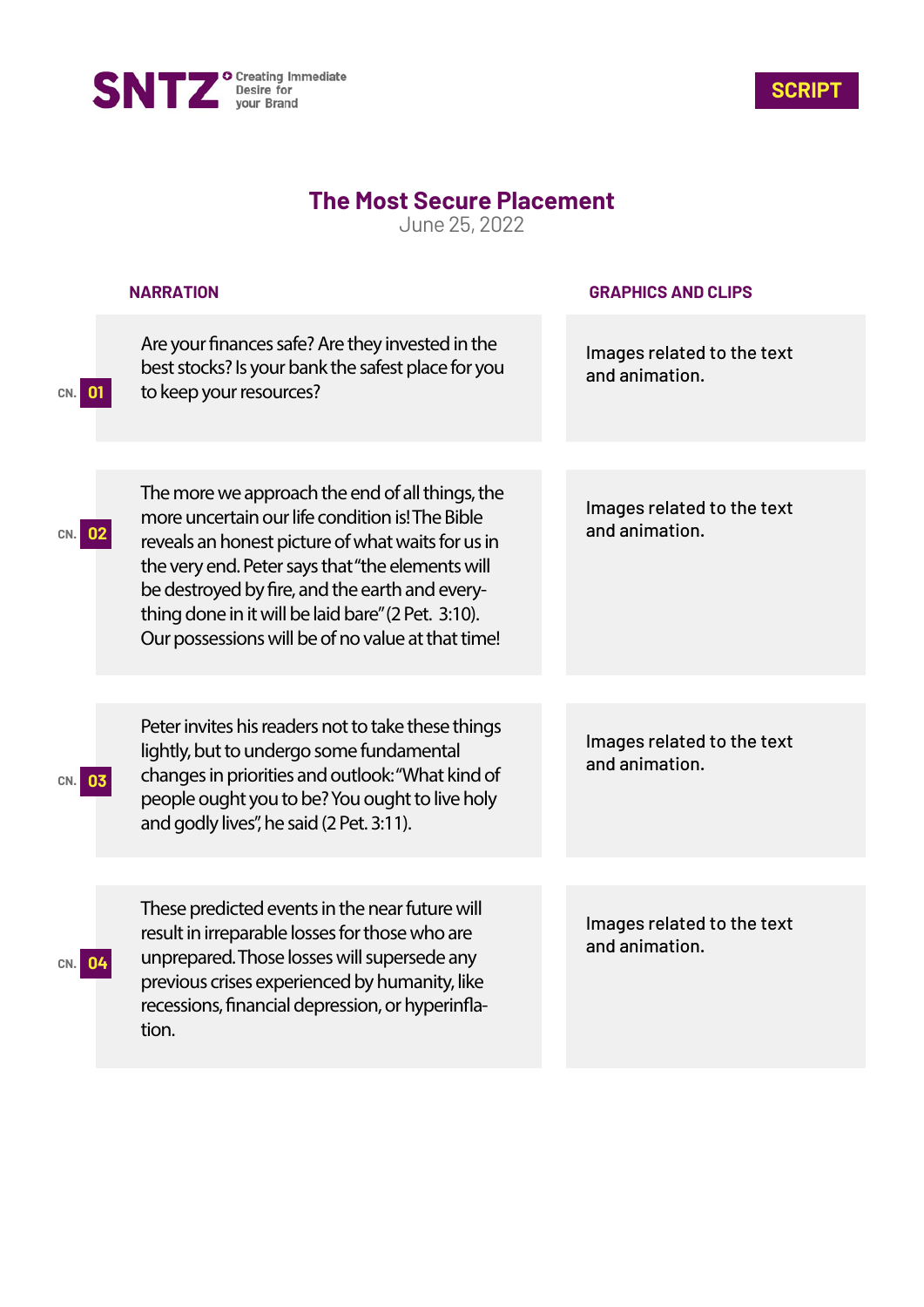SNTZ Creating Immediate Desire for your Brand

**SCRIPT**

# The Most Secure Placement

June 25, 2022

| | NARRATION | GRAPHICS AND CLIPS |
|---|---|---|
| CN. 01 | Are your finances safe? Are they invested in the best stocks? Is your bank the safest place for you to keep your resources? | Images related to the text and animation. |
| CN. 02 | The more we approach the end of all things, the more uncertain our life condition is! The Bible reveals an honest picture of what waits for us in the very end. Peter says that "the elements will be destroyed by fire, and the earth and everything done in it will be laid bare" (2 Pet. 3:10). Our possessions will be of no value at that time! | Images related to the text and animation. |
| CN. 03 | Peter invites his readers not to take these things lightly, but to undergo some fundamental changes in priorities and outlook: "What kind of people ought you to be? You ought to live holy and godly lives", he said (2 Pet. 3:11). | Images related to the text and animation. |
| CN. 04 | These predicted events in the near future will result in irreparable losses for those who are unprepared. Those losses will supersede any previous crises experienced by humanity, like recessions, financial depression, or hyperinflation. | Images related to the text and animation. |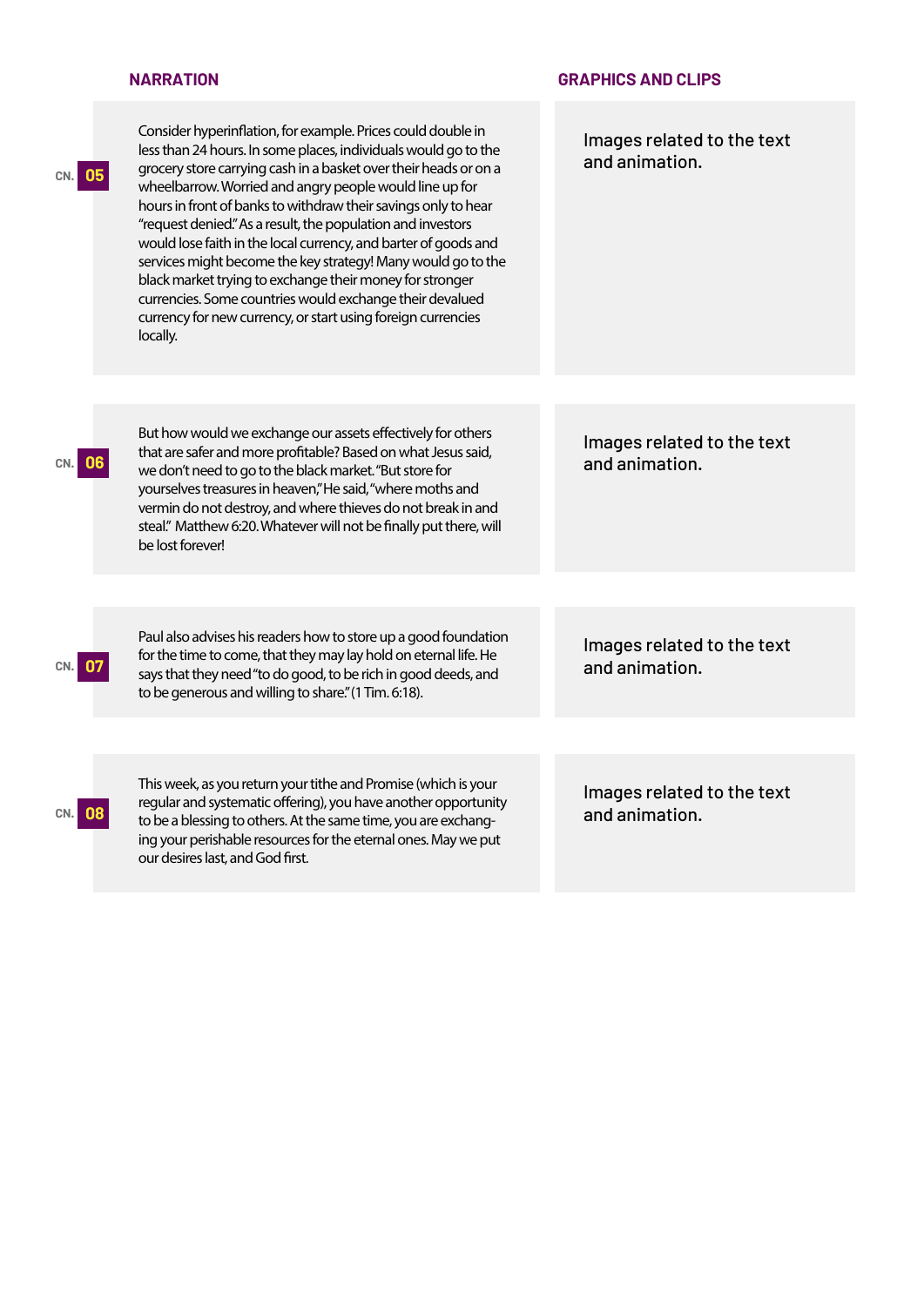| CN. | NARRATION | GRAPHICS AND CLIPS |
|---|---|---|
| 05 | Consider hyperinflation, for example. Prices could double in less than 24 hours. In some places, individuals would go to the grocery store carrying cash in a basket over their heads or on a wheelbarrow. Worried and angry people would line up for hours in front of banks to withdraw their savings only to hear "request denied." As a result, the population and investors would lose faith in the local currency, and barter of goods and services might become the key strategy! Many would go to the black market trying to exchange their money for stronger currencies. Some countries would exchange their devalued currency for new currency, or start using foreign currencies locally. | Images related to the text and animation. |
| 06 | But how would we exchange our assets effectively for others that are safer and more profitable? Based on what Jesus said, we don't need to go to the black market. "But store for yourselves treasures in heaven," He said, "where moths and vermin do not destroy, and where thieves do not break in and steal." Matthew 6:20. Whatever will not be finally put there, will be lost forever! | Images related to the text and animation. |
| 07 | Paul also advises his readers how to store up a good foundation for the time to come, that they may lay hold on eternal life. He says that they need "to do good, to be rich in good deeds, and to be generous and willing to share." (1 Tim. 6:18). | Images related to the text and animation. |
| 08 | This week, as you return your tithe and Promise (which is your regular and systematic offering), you have another opportunity to be a blessing to others. At the same time, you are exchanging your perishable resources for the eternal ones. May we put our desires last, and God first. | Images related to the text and animation. |